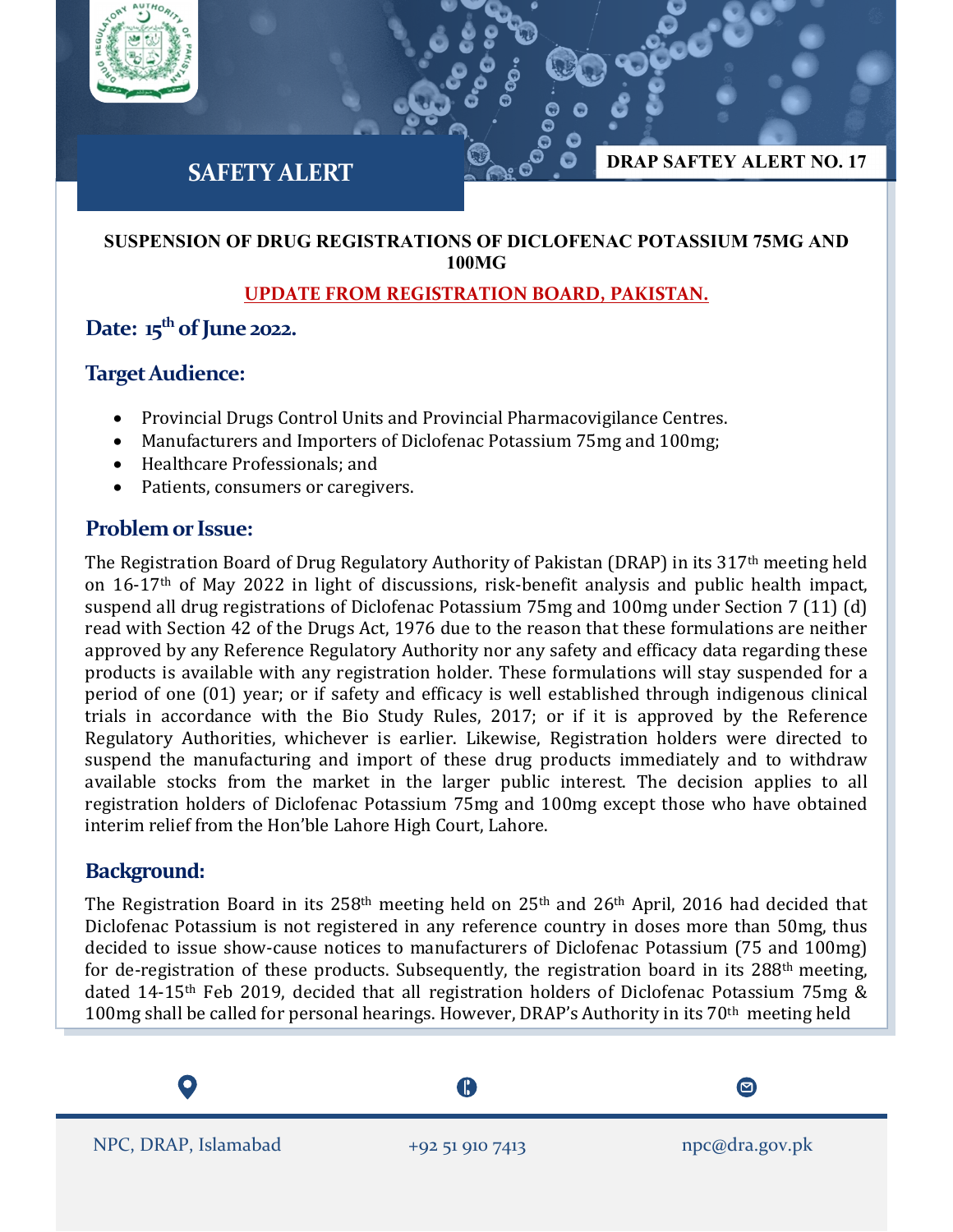# SAFETY ALERT

**DRAP SAFTEY ALERT NO. 17**

**SUSPENSION OF DRUG REGISTRATIONS OF DICLOFENAC POTASSIUM 75MG AND 100MG**

**UPDATE FROM REGISTRATION BOARD, PAKISTAN.**

## Date: 15th of June 2022.

## Target Audience:

- Provincial Drugs Control Units and Provincial Pharmacovigilance Centres.
- Manufacturers and Importers of Diclofenac Potassium 75mg and 100mg;
- Healthcare Professionals; and
- Patients, consumers or caregivers.

## Problem or Issue:

The Registration Board of Drug Regulatory Authority of Pakistan (DRAP) in its 317th meeting held on 16-17th of May 2022 in light of discussions, risk-benefit analysis and public health impact, suspend all drug registrations of Diclofenac Potassium 75mg and 100mg under Section 7 (11) (d) read with Section 42 of the Drugs Act, 1976 due to the reason that these formulations are neither approved by any Reference Regulatory Authority nor any safety and efficacy data regarding these products is available with any registration holder. These formulations will stay suspended for a period of one (01) year; or if safety and efficacy is well established through indigenous clinical trials in accordance with the Bio Study Rules, 2017; or if it is approved by the Reference Regulatory Authorities, whichever is earlier. Likewise, Registration holders were directed to suspend the manufacturing and import of these drug products immediately and to withdraw available stocks from the market in the larger public interest. The decision applies to all registration holders of Diclofenac Potassium 75mg and 100mg except those who have obtained interim relief from the Hon'ble Lahore High Court, Lahore.

## Background:

The Registration Board in its 258th meeting held on 25th and 26th April, 2016 had decided that Diclofenac Potassium is not registered in any reference country in doses more than 50mg, thus decided to issue show-cause notices to manufacturers of Diclofenac Potassium (75 and 100mg) for de-registration of these products. Subsequently, the registration board in its 288th meeting, dated 14-15th Feb 2019, decided that all registration holders of Diclofenac Potassium 75mg & 100mg shall be called for personal hearings. However, DRAP's Authority in its 70th meeting held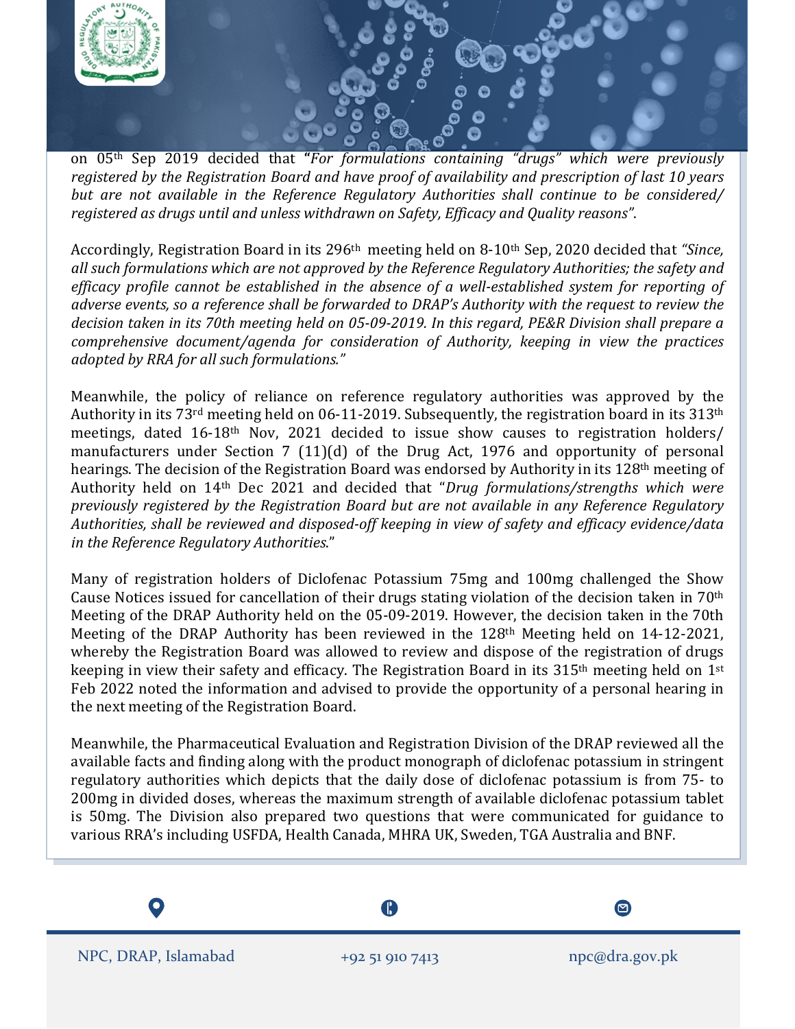on 05th Sep 2019 decided that "*For formulations containing "drugs" which were previously registered by the Registration Board and have proof of availability and prescription of last 10 years but are not available in the Reference Regulatory Authorities shall continue to be considered/ registered as drugs until and unless withdrawn on Safety, Efficacy and Quality reasons"*.

Accordingly, Registration Board in its 296th meeting held on 8-10th Sep, 2020 decided that *"Since, all such formulations which are not approved by the Reference Regulatory Authorities; the safety and efficacy profile cannot be established in the absence of a well-established system for reporting of adverse events, so a reference shall be forwarded to DRAP's Authority with the request to review the decision taken in its 70th meeting held on 05-09-2019. In this regard, PE&R Division shall prepare a comprehensive document/agenda for consideration of Authority, keeping in view the practices adopted by RRA for all such formulations."*

Meanwhile, the policy of reliance on reference regulatory authorities was approved by the Authority in its 73rd meeting held on 06-11-2019. Subsequently, the registration board in its 313th meetings, dated 16-18th Nov, 2021 decided to issue show causes to registration holders/ manufacturers under Section 7 (11)(d) of the Drug Act, 1976 and opportunity of personal hearings. The decision of the Registration Board was endorsed by Authority in its 128th meeting of Authority held on 14th Dec 2021 and decided that "*Drug formulations/strengths which were previously registered by the Registration Board but are not available in any Reference Regulatory Authorities, shall be reviewed and disposed-off keeping in view of safety and efficacy evidence/data in the Reference Regulatory Authorities.*"

Many of registration holders of Diclofenac Potassium 75mg and 100mg challenged the Show Cause Notices issued for cancellation of their drugs stating violation of the decision taken in 70th Meeting of the DRAP Authority held on the 05-09-2019. However, the decision taken in the 70th Meeting of the DRAP Authority has been reviewed in the 128th Meeting held on 14-12-2021, whereby the Registration Board was allowed to review and dispose of the registration of drugs keeping in view their safety and efficacy. The Registration Board in its 315th meeting held on 1st Feb 2022 noted the information and advised to provide the opportunity of a personal hearing in the next meeting of the Registration Board.

Meanwhile, the Pharmaceutical Evaluation and Registration Division of the DRAP reviewed all the available facts and finding along with the product monograph of diclofenac potassium in stringent regulatory authorities which depicts that the daily dose of diclofenac potassium is from 75- to 200mg in divided doses, whereas the maximum strength of available diclofenac potassium tablet is 50mg. The Division also prepared two questions that were communicated for guidance to various RRA's including USFDA, Health Canada, MHRA UK, Sweden, TGA Australia and BNF.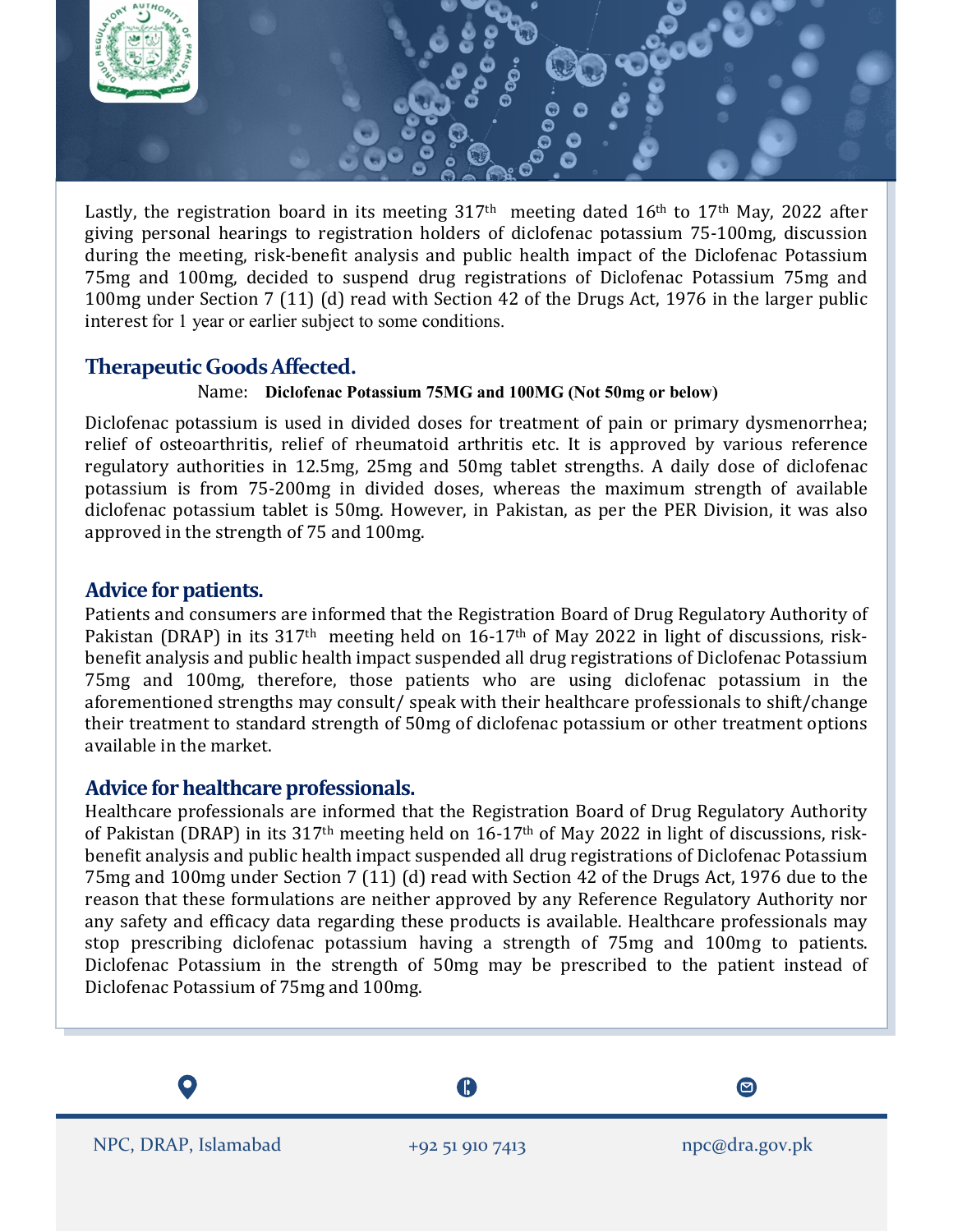Lastly, the registration board in its meeting 317th meeting dated 16th to 17th May, 2022 after giving personal hearings to registration holders of diclofenac potassium 75-100mg, discussion during the meeting, risk-benefit analysis and public health impact of the Diclofenac Potassium 75mg and 100mg, decided to suspend drug registrations of Diclofenac Potassium 75mg and 100mg under Section 7 (11) (d) read with Section 42 of the Drugs Act, 1976 in the larger public interest for 1 year or earlier subject to some conditions.

## Therapeutic Goods Affected.

Name: **Diclofenac Potassium 75MG and 100MG (Not 50mg or below)**

Diclofenac potassium is used in divided doses for treatment of pain or primary dysmenorrhea; relief of osteoarthritis, relief of rheumatoid arthritis etc. It is approved by various reference regulatory authorities in 12.5mg, 25mg and 50mg tablet strengths. A daily dose of diclofenac potassium is from 75-200mg in divided doses, whereas the maximum strength of available diclofenac potassium tablet is 50mg. However, in Pakistan, as per the PER Division, it was also approved in the strength of 75 and 100mg.

## Advice for patients.

Patients and consumers are informed that the Registration Board of Drug Regulatory Authority of Pakistan (DRAP) in its 317th meeting held on 16-17th of May 2022 in light of discussions, risk-benefit analysis and public health impact suspended all drug registrations of Diclofenac Potassium 75mg and 100mg, therefore, those patients who are using diclofenac potassium in the aforementioned strengths may consult/ speak with their healthcare professionals to shift/change their treatment to standard strength of 50mg of diclofenac potassium or other treatment options available in the market.

## Advice for healthcare professionals.

Healthcare professionals are informed that the Registration Board of Drug Regulatory Authority of Pakistan (DRAP) in its 317th meeting held on 16-17th of May 2022 in light of discussions, risk-benefit analysis and public health impact suspended all drug registrations of Diclofenac Potassium 75mg and 100mg under Section 7 (11) (d) read with Section 42 of the Drugs Act, 1976 due to the reason that these formulations are neither approved by any Reference Regulatory Authority nor any safety and efficacy data regarding these products is available. Healthcare professionals may stop prescribing diclofenac potassium having a strength of 75mg and 100mg to patients. Diclofenac Potassium in the strength of 50mg may be prescribed to the patient instead of Diclofenac Potassium of 75mg and 100mg.

NPC, DRAP, Islamabad | +92 51 910 7413 | npc@dra.gov.pk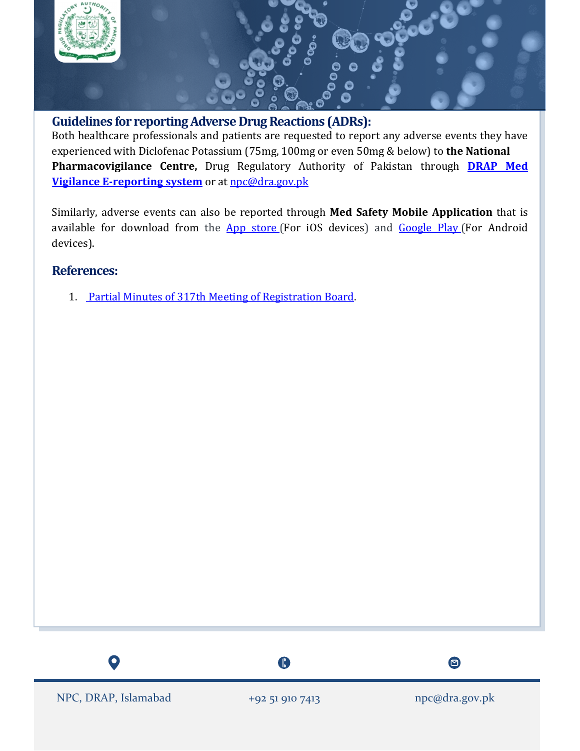## Guidelines for reporting Adverse Drug Reactions (ADRs):

Both healthcare professionals and patients are requested to report any adverse events they have experienced with Diclofenac Potassium (75mg, 100mg or even 50mg & below) to **the National Pharmacovigilance Centre,** Drug Regulatory Authority of Pakistan through **DRAP Med Vigilance E-reporting system** or at npc@dra.gov.pk

Similarly, adverse events can also be reported through **Med Safety Mobile Application** that is available for download from the App store (For iOS devices) and Google Play (For Android devices).

## References:

1. Partial Minutes of 317th Meeting of Registration Board.

NPC, DRAP, Islamabad

+92 51 910 7413

npc@dra.gov.pk